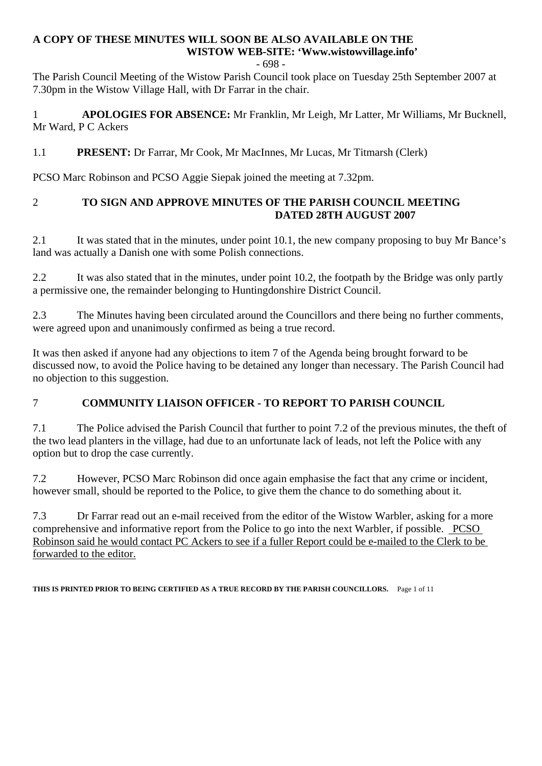**A COPY OF THESE MINUTES WILL SOON BE ALSO AVAILABLE ON THE WISTOW WEB-SITE: 'Www.wistowvillage.info'**

- 698 -

The Parish Council Meeting of the Wistow Parish Council took place on Tuesday 25th September 2007 at 7.30pm in the Wistow Village Hall, with Dr Farrar in the chair.

1 **APOLOGIES FOR ABSENCE:** Mr Franklin, Mr Leigh, Mr Latter, Mr Williams, Mr Bucknell, Mr Ward, P C Ackers

1.1 **PRESENT:** Dr Farrar, Mr Cook, Mr MacInnes, Mr Lucas, Mr Titmarsh (Clerk)

PCSO Marc Robinson and PCSO Aggie Siepak joined the meeting at 7.32pm.

## 2 TO SIGN AND APPROVE MINUTES OF THE PARISH COUNCIL MEETING DATED 28TH AUGUST 2007

2.1 It was stated that in the minutes, under point 10.1, the new company proposing to buy Mr Bance's land was actually a Danish one with some Polish connections.

2.2 It was also stated that in the minutes, under point 10.2, the footpath by the Bridge was only partly a permissive one, the remainder belonging to Huntingdonshire District Council.

2.3 The Minutes having been circulated around the Councillors and there being no further comments, were agreed upon and unanimously confirmed as being a true record.

It was then asked if anyone had any objections to item 7 of the Agenda being brought forward to be discussed now, to avoid the Police having to be detained any longer than necessary. The Parish Council had no objection to this suggestion.

## 7 COMMUNITY LIAISON OFFICER - TO REPORT TO PARISH COUNCIL

7.1 The Police advised the Parish Council that further to point 7.2 of the previous minutes, the theft of the two lead planters in the village, had due to an unfortunate lack of leads, not left the Police with any option but to drop the case currently.

7.2 However, PCSO Marc Robinson did once again emphasise the fact that any crime or incident, however small, should be reported to the Police, to give them the chance to do something about it.

7.3 Dr Farrar read out an e-mail received from the editor of the Wistow Warbler, asking for a more comprehensive and informative report from the Police to go into the next Warbler, if possible. <u>PCSO Robinson said he would contact PC Ackers to see if a fuller Report could be e-mailed to the Clerk to be forwarded to the editor.</u>

**THIS IS PRINTED PRIOR TO BEING CERTIFIED AS A TRUE RECORD BY THE PARISH COUNCILLORS.**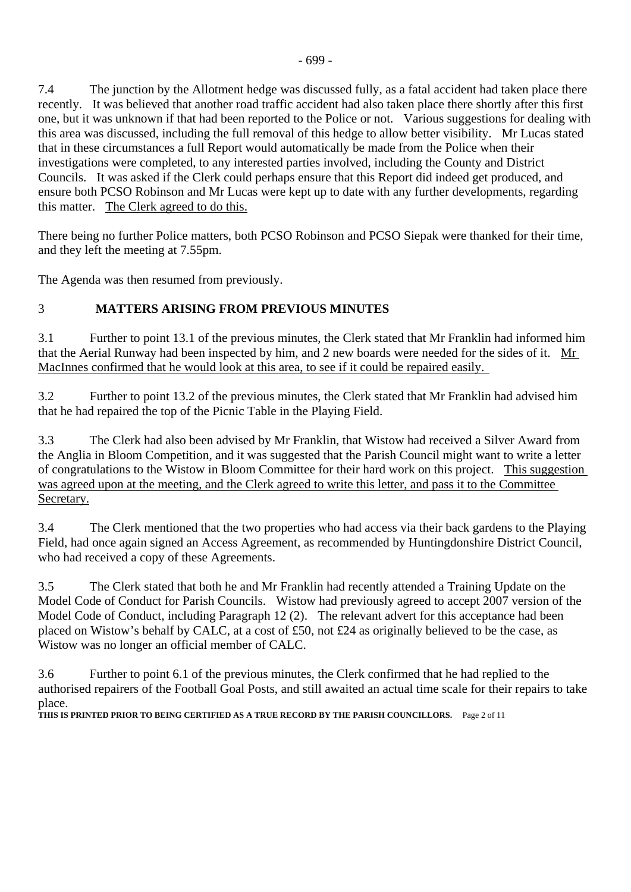7.4 The junction by the Allotment hedge was discussed fully, as a fatal accident had taken place there recently. It was believed that another road traffic accident had also taken place there shortly after this first one, but it was unknown if that had been reported to the Police or not. Various suggestions for dealing with this area was discussed, including the full removal of this hedge to allow better visibility. Mr Lucas stated that in these circumstances a full Report would automatically be made from the Police when their investigations were completed, to any interested parties involved, including the County and District Councils. It was asked if the Clerk could perhaps ensure that this Report did indeed get produced, and ensure both PCSO Robinson and Mr Lucas were kept up to date with any further developments, regarding this matter. <u>The Clerk agreed to do this.</u>

There being no further Police matters, both PCSO Robinson and PCSO Siepak were thanked for their time, and they left the meeting at 7.55pm.

The Agenda was then resumed from previously.

## 3 MATTERS ARISING FROM PREVIOUS MINUTES

3.1 Further to point 13.1 of the previous minutes, the Clerk stated that Mr Franklin had informed him that the Aerial Runway had been inspected by him, and 2 new boards were needed for the sides of it. <u>Mr MacInnes confirmed that he would look at this area, to see if it could be repaired easily.</u>

3.2 Further to point 13.2 of the previous minutes, the Clerk stated that Mr Franklin had advised him that he had repaired the top of the Picnic Table in the Playing Field.

3.3 The Clerk had also been advised by Mr Franklin, that Wistow had received a Silver Award from the Anglia in Bloom Competition, and it was suggested that the Parish Council might want to write a letter of congratulations to the Wistow in Bloom Committee for their hard work on this project. <u>This suggestion was agreed upon at the meeting, and the Clerk agreed to write this letter, and pass it to the Committee Secretary.</u>

3.4 The Clerk mentioned that the two properties who had access via their back gardens to the Playing Field, had once again signed an Access Agreement, as recommended by Huntingdonshire District Council, who had received a copy of these Agreements.

3.5 The Clerk stated that both he and Mr Franklin had recently attended a Training Update on the Model Code of Conduct for Parish Councils. Wistow had previously agreed to accept 2007 version of the Model Code of Conduct, including Paragraph 12 (2). The relevant advert for this acceptance had been placed on Wistow's behalf by CALC, at a cost of £50, not £24 as originally believed to be the case, as Wistow was no longer an official member of CALC.

3.6 Further to point 6.1 of the previous minutes, the Clerk confirmed that he had replied to the authorised repairers of the Football Goal Posts, and still awaited an actual time scale for their repairs to take place.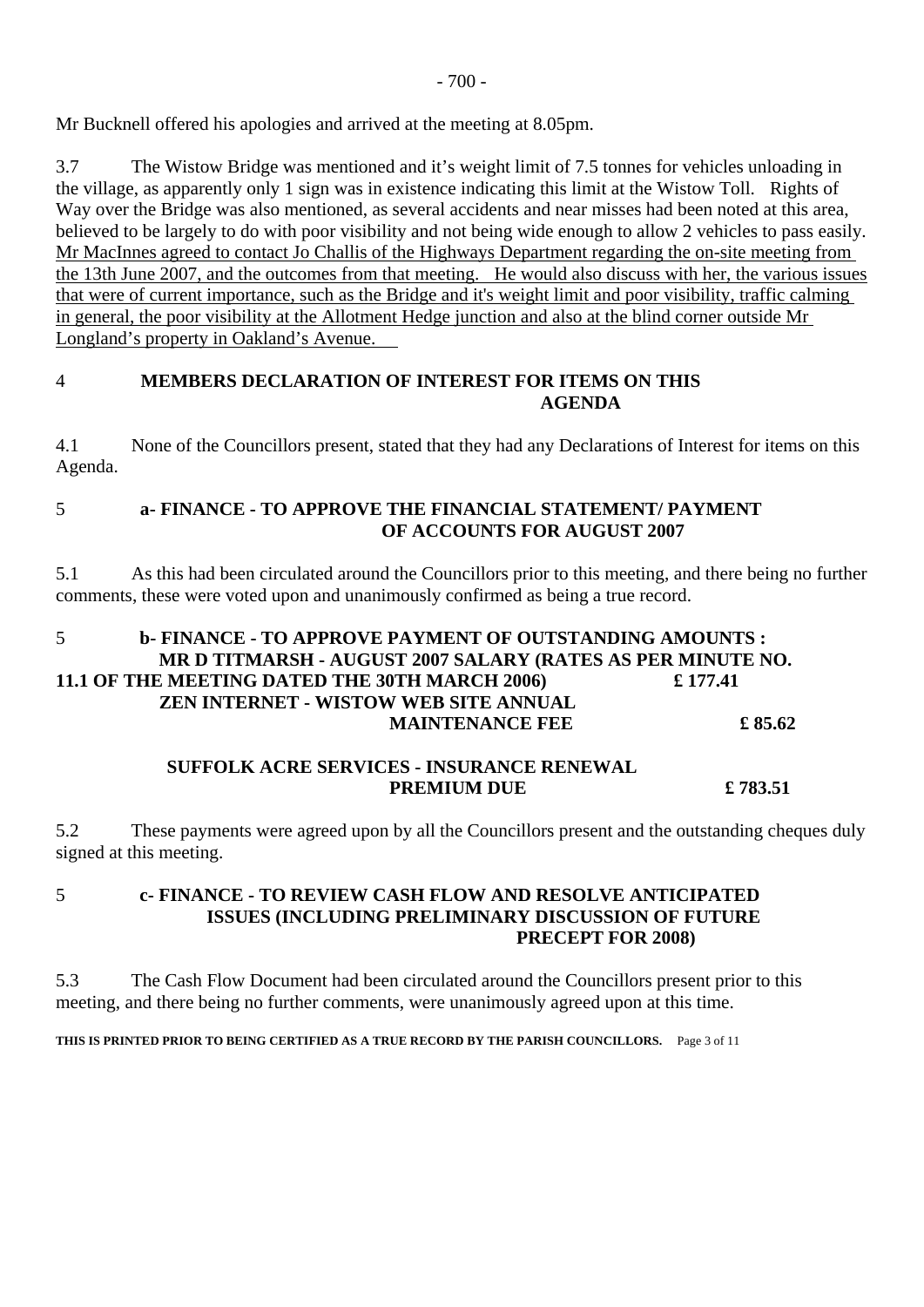Mr Bucknell offered his apologies and arrived at the meeting at 8.05pm.

3.7 The Wistow Bridge was mentioned and it's weight limit of 7.5 tonnes for vehicles unloading in the village, as apparently only 1 sign was in existence indicating this limit at the Wistow Toll. Rights of Way over the Bridge was also mentioned, as several accidents and near misses had been noted at this area, believed to be largely to do with poor visibility and not being wide enough to allow 2 vehicles to pass easily. <u>Mr MacInnes agreed to contact Jo Challis of the Highways Department regarding the on-site meeting from the 13th June 2007, and the outcomes from that meeting. He would also discuss with her, the various issues that were of current importance, such as the Bridge and it's weight limit and poor visibility, traffic calming in general, the poor visibility at the Allotment Hedge junction and also at the blind corner outside Mr Longland's property in Oakland's Avenue.</u>

## 4 MEMBERS DECLARATION OF INTEREST FOR ITEMS ON THIS AGENDA

4.1 None of the Councillors present, stated that they had any Declarations of Interest for items on this Agenda.

## 5 a- FINANCE - TO APPROVE THE FINANCIAL STATEMENT/ PAYMENT OF ACCOUNTS FOR AUGUST 2007

5.1 As this had been circulated around the Councillors prior to this meeting, and there being no further comments, these were voted upon and unanimously confirmed as being a true record.

## 5 b- FINANCE - TO APPROVE PAYMENT OF OUTSTANDING AMOUNTS :

**MR D TITMARSH - AUGUST 2007 SALARY (RATES AS PER MINUTE NO. 11.1 OF THE MEETING DATED THE 30TH MARCH 2006) £ 177.41**

**ZEN INTERNET - WISTOW WEB SITE ANNUAL MAINTENANCE FEE £ 85.62**

**SUFFOLK ACRE SERVICES - INSURANCE RENEWAL PREMIUM DUE £ 783.51**

5.2 These payments were agreed upon by all the Councillors present and the outstanding cheques duly signed at this meeting.

## 5 c- FINANCE - TO REVIEW CASH FLOW AND RESOLVE ANTICIPATED ISSUES (INCLUDING PRELIMINARY DISCUSSION OF FUTURE PRECEPT FOR 2008)

5.3 The Cash Flow Document had been circulated around the Councillors present prior to this meeting, and there being no further comments, were unanimously agreed upon at this time.

**THIS IS PRINTED PRIOR TO BEING CERTIFIED AS A TRUE RECORD BY THE PARISH COUNCILLORS.**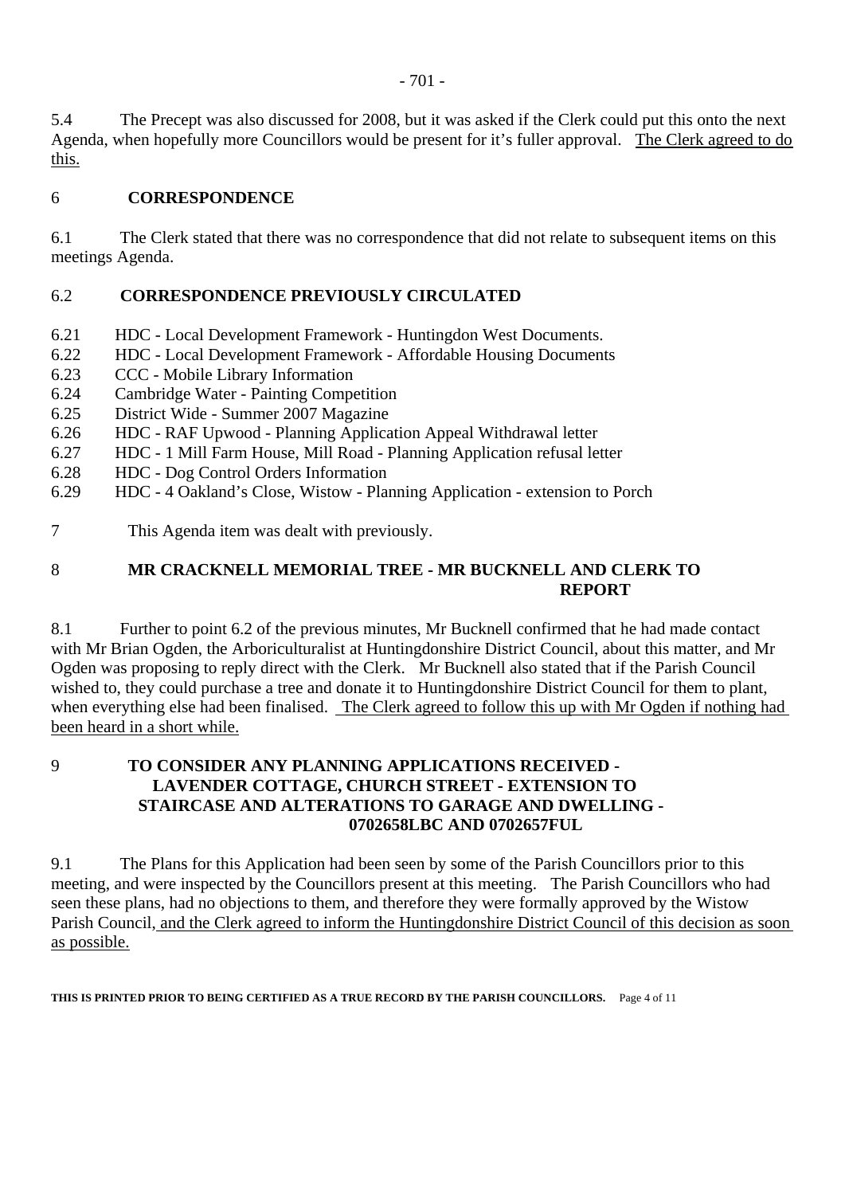5.4 The Precept was also discussed for 2008, but it was asked if the Clerk could put this onto the next Agenda, when hopefully more Councillors would be present for it's fuller approval. <u>The Clerk agreed to do this.</u>

## 6 CORRESPONDENCE

6.1 The Clerk stated that there was no correspondence that did not relate to subsequent items on this meetings Agenda.

### 6.2 CORRESPONDENCE PREVIOUSLY CIRCULATED

6.21 HDC - Local Development Framework - Huntingdon West Documents.
6.22 HDC - Local Development Framework - Affordable Housing Documents
6.23 CCC - Mobile Library Information
6.24 Cambridge Water - Painting Competition
6.25 District Wide - Summer 2007 Magazine
6.26 HDC - RAF Upwood - Planning Application Appeal Withdrawal letter
6.27 HDC - 1 Mill Farm House, Mill Road - Planning Application refusal letter
6.28 HDC - Dog Control Orders Information
6.29 HDC - 4 Oakland's Close, Wistow - Planning Application - extension to Porch

7 This Agenda item was dealt with previously.

## 8 MR CRACKNELL MEMORIAL TREE - MR BUCKNELL AND CLERK TO REPORT

8.1 Further to point 6.2 of the previous minutes, Mr Bucknell confirmed that he had made contact with Mr Brian Ogden, the Arboriculturalist at Huntingdonshire District Council, about this matter, and Mr Ogden was proposing to reply direct with the Clerk. Mr Bucknell also stated that if the Parish Council wished to, they could purchase a tree and donate it to Huntingdonshire District Council for them to plant, when everything else had been finalised. <u>The Clerk agreed to follow this up with Mr Ogden if nothing had been heard in a short while.</u>

## 9 TO CONSIDER ANY PLANNING APPLICATIONS RECEIVED - LAVENDER COTTAGE, CHURCH STREET - EXTENSION TO STAIRCASE AND ALTERATIONS TO GARAGE AND DWELLING - 0702658LBC AND 0702657FUL

9.1 The Plans for this Application had been seen by some of the Parish Councillors prior to this meeting, and were inspected by the Councillors present at this meeting. The Parish Councillors who had seen these plans, had no objections to them, and therefore they were formally approved by the Wistow Parish Council, <u>and the Clerk agreed to inform the Huntingdonshire District Council of this decision as soon as possible.</u>

**THIS IS PRINTED PRIOR TO BEING CERTIFIED AS A TRUE RECORD BY THE PARISH COUNCILLORS.**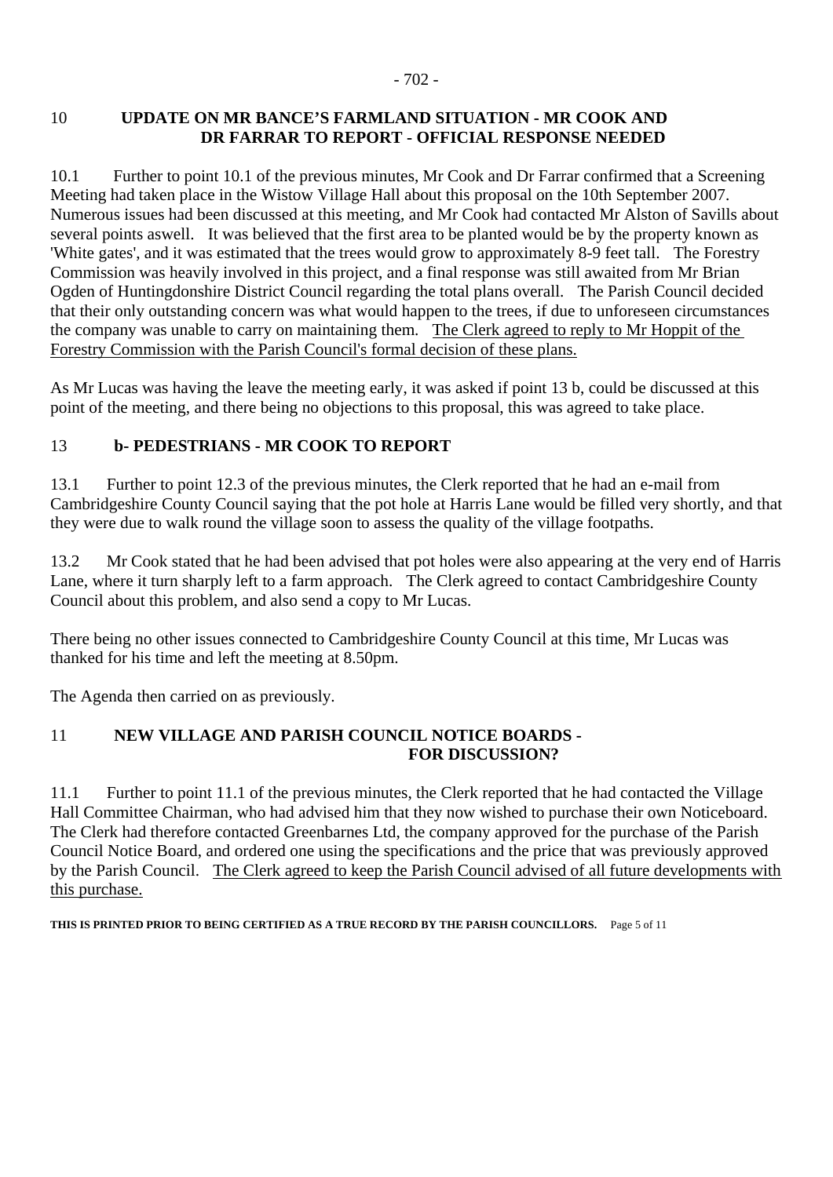## 10 UPDATE ON MR BANCE'S FARMLAND SITUATION - MR COOK AND DR FARRAR TO REPORT - OFFICIAL RESPONSE NEEDED

10.1 Further to point 10.1 of the previous minutes, Mr Cook and Dr Farrar confirmed that a Screening Meeting had taken place in the Wistow Village Hall about this proposal on the 10th September 2007. Numerous issues had been discussed at this meeting, and Mr Cook had contacted Mr Alston of Savills about several points aswell. It was believed that the first area to be planted would be by the property known as 'White gates', and it was estimated that the trees would grow to approximately 8-9 feet tall. The Forestry Commission was heavily involved in this project, and a final response was still awaited from Mr Brian Ogden of Huntingdonshire District Council regarding the total plans overall. The Parish Council decided that their only outstanding concern was what would happen to the trees, if due to unforeseen circumstances the company was unable to carry on maintaining them. <u>The Clerk agreed to reply to Mr Hoppit of the Forestry Commission with the Parish Council's formal decision of these plans.</u>

As Mr Lucas was having the leave the meeting early, it was asked if point 13 b, could be discussed at this point of the meeting, and there being no objections to this proposal, this was agreed to take place.

## 13 b- PEDESTRIANS - MR COOK TO REPORT

13.1 Further to point 12.3 of the previous minutes, the Clerk reported that he had an e-mail from Cambridgeshire County Council saying that the pot hole at Harris Lane would be filled very shortly, and that they were due to walk round the village soon to assess the quality of the village footpaths.

13.2 Mr Cook stated that he had been advised that pot holes were also appearing at the very end of Harris Lane, where it turn sharply left to a farm approach. The Clerk agreed to contact Cambridgeshire County Council about this problem, and also send a copy to Mr Lucas.

There being no other issues connected to Cambridgeshire County Council at this time, Mr Lucas was thanked for his time and left the meeting at 8.50pm.

The Agenda then carried on as previously.

## 11 NEW VILLAGE AND PARISH COUNCIL NOTICE BOARDS - FOR DISCUSSION?

11.1 Further to point 11.1 of the previous minutes, the Clerk reported that he had contacted the Village Hall Committee Chairman, who had advised him that they now wished to purchase their own Noticeboard. The Clerk had therefore contacted Greenbarnes Ltd, the company approved for the purchase of the Parish Council Notice Board, and ordered one using the specifications and the price that was previously approved by the Parish Council. <u>The Clerk agreed to keep the Parish Council advised of all future developments with this purchase.</u>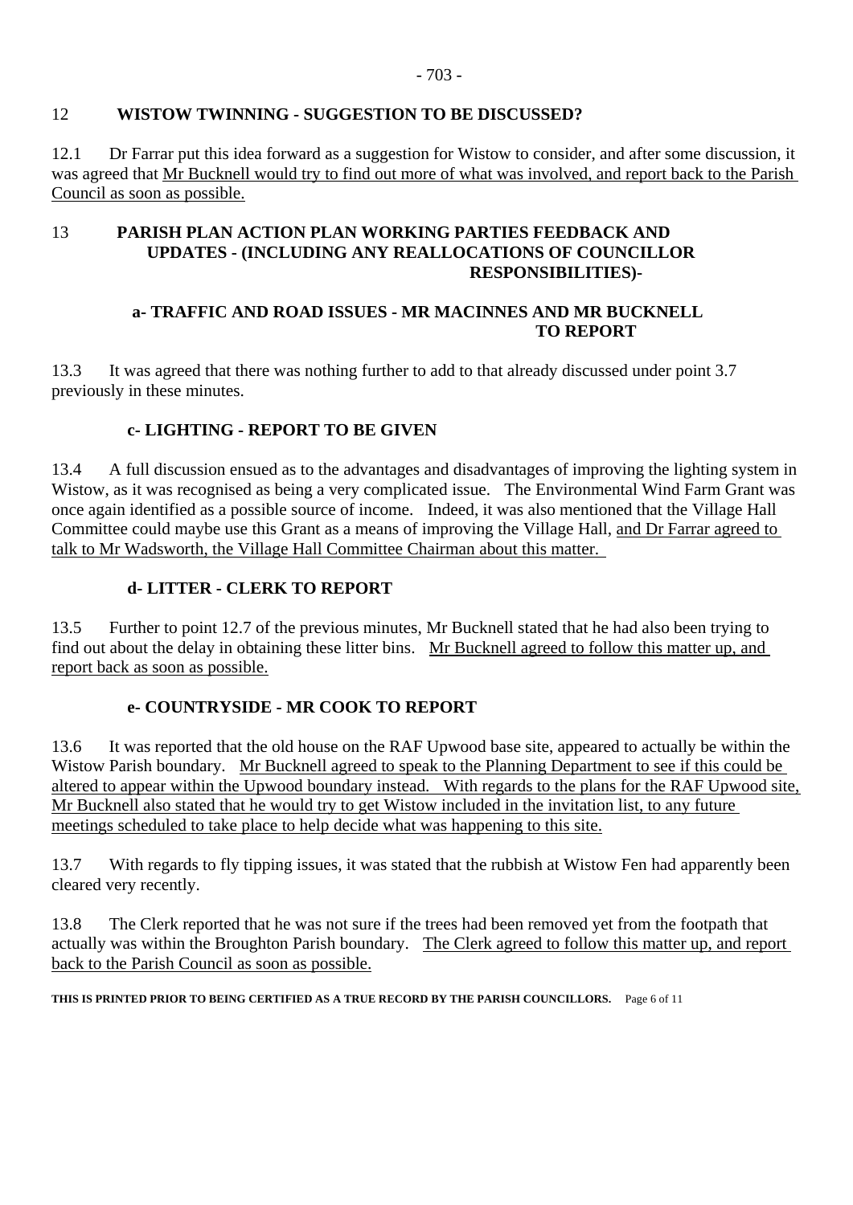## 12 WISTOW TWINNING - SUGGESTION TO BE DISCUSSED?

12.1 Dr Farrar put this idea forward as a suggestion for Wistow to consider, and after some discussion, it was agreed that <u>Mr Bucknell would try to find out more of what was involved, and report back to the Parish Council as soon as possible.</u>

## 13 PARISH PLAN ACTION PLAN WORKING PARTIES FEEDBACK AND UPDATES - (INCLUDING ANY REALLOCATIONS OF COUNCILLOR RESPONSIBILITIES)-

### a- TRAFFIC AND ROAD ISSUES - MR MACINNES AND MR BUCKNELL TO REPORT

13.3 It was agreed that there was nothing further to add to that already discussed under point 3.7 previously in these minutes.

### c- LIGHTING - REPORT TO BE GIVEN

13.4 A full discussion ensued as to the advantages and disadvantages of improving the lighting system in Wistow, as it was recognised as being a very complicated issue. The Environmental Wind Farm Grant was once again identified as a possible source of income. Indeed, it was also mentioned that the Village Hall Committee could maybe use this Grant as a means of improving the Village Hall, <u>and Dr Farrar agreed to talk to Mr Wadsworth, the Village Hall Committee Chairman about this matter.</u>

### d- LITTER - CLERK TO REPORT

13.5 Further to point 12.7 of the previous minutes, Mr Bucknell stated that he had also been trying to find out about the delay in obtaining these litter bins. <u>Mr Bucknell agreed to follow this matter up, and report back as soon as possible.</u>

### e- COUNTRYSIDE - MR COOK TO REPORT

13.6 It was reported that the old house on the RAF Upwood base site, appeared to actually be within the Wistow Parish boundary. <u>Mr Bucknell agreed to speak to the Planning Department to see if this could be altered to appear within the Upwood boundary instead. With regards to the plans for the RAF Upwood site, Mr Bucknell also stated that he would try to get Wistow included in the invitation list, to any future meetings scheduled to take place to help decide what was happening to this site.</u>

13.7 With regards to fly tipping issues, it was stated that the rubbish at Wistow Fen had apparently been cleared very recently.

13.8 The Clerk reported that he was not sure if the trees had been removed yet from the footpath that actually was within the Broughton Parish boundary. <u>The Clerk agreed to follow this matter up, and report back to the Parish Council as soon as possible.</u>

**THIS IS PRINTED PRIOR TO BEING CERTIFIED AS A TRUE RECORD BY THE PARISH COUNCILLORS.**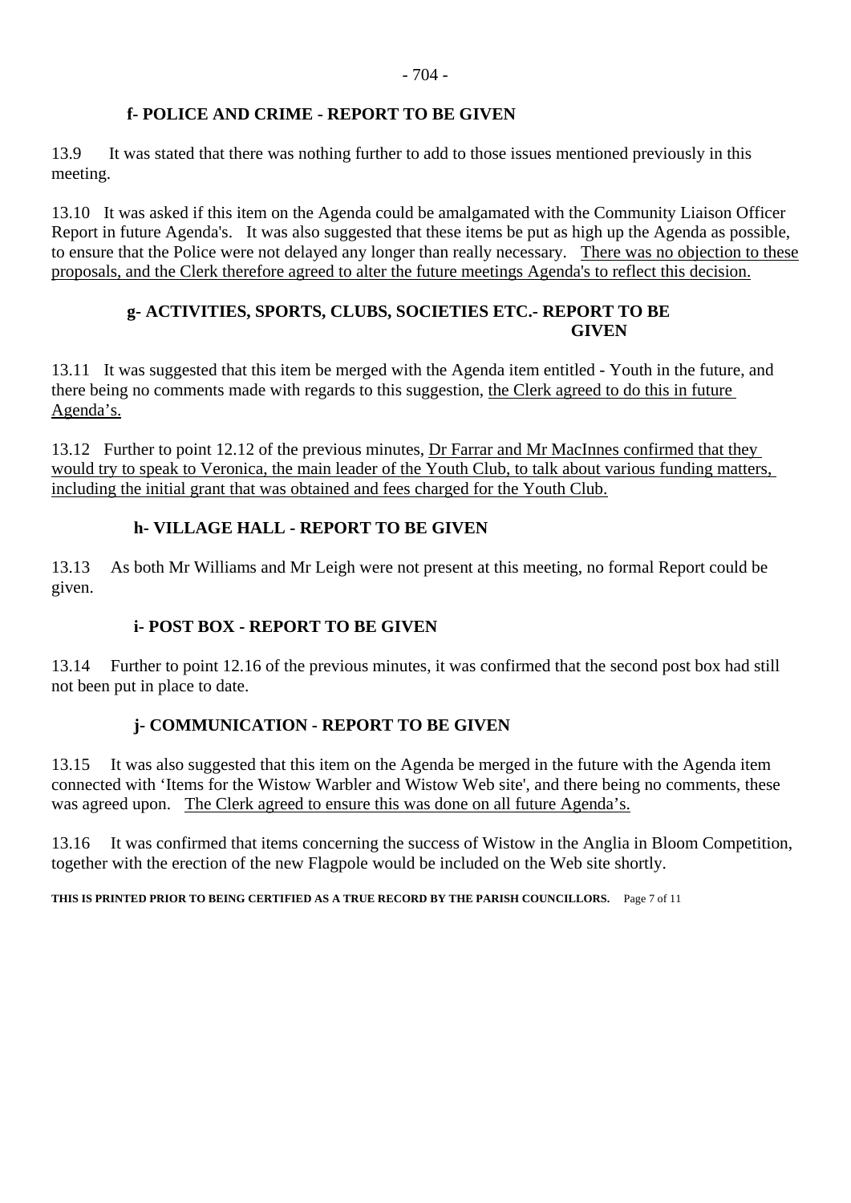#### f- POLICE AND CRIME - REPORT TO BE GIVEN

13.9 It was stated that there was nothing further to add to those issues mentioned previously in this meeting.

13.10 It was asked if this item on the Agenda could be amalgamated with the Community Liaison Officer Report in future Agenda's. It was also suggested that these items be put as high up the Agenda as possible, to ensure that the Police were not delayed any longer than really necessary. There was no objection to these proposals, and the Clerk therefore agreed to alter the future meetings Agenda's to reflect this decision.

#### g- ACTIVITIES, SPORTS, CLUBS, SOCIETIES ETC.- REPORT TO BE GIVEN

13.11 It was suggested that this item be merged with the Agenda item entitled - Youth in the future, and there being no comments made with regards to this suggestion, the Clerk agreed to do this in future Agenda's.

13.12 Further to point 12.12 of the previous minutes, Dr Farrar and Mr MacInnes confirmed that they would try to speak to Veronica, the main leader of the Youth Club, to talk about various funding matters, including the initial grant that was obtained and fees charged for the Youth Club.

#### h- VILLAGE HALL - REPORT TO BE GIVEN

13.13 As both Mr Williams and Mr Leigh were not present at this meeting, no formal Report could be given.

#### i- POST BOX - REPORT TO BE GIVEN

13.14 Further to point 12.16 of the previous minutes, it was confirmed that the second post box had still not been put in place to date.

#### j- COMMUNICATION - REPORT TO BE GIVEN

13.15 It was also suggested that this item on the Agenda be merged in the future with the Agenda item connected with 'Items for the Wistow Warbler and Wistow Web site', and there being no comments, these was agreed upon. The Clerk agreed to ensure this was done on all future Agenda's.

13.16 It was confirmed that items concerning the success of Wistow in the Anglia in Bloom Competition, together with the erection of the new Flagpole would be included on the Web site shortly.

**THIS IS PRINTED PRIOR TO BEING CERTIFIED AS A TRUE RECORD BY THE PARISH COUNCILLORS.**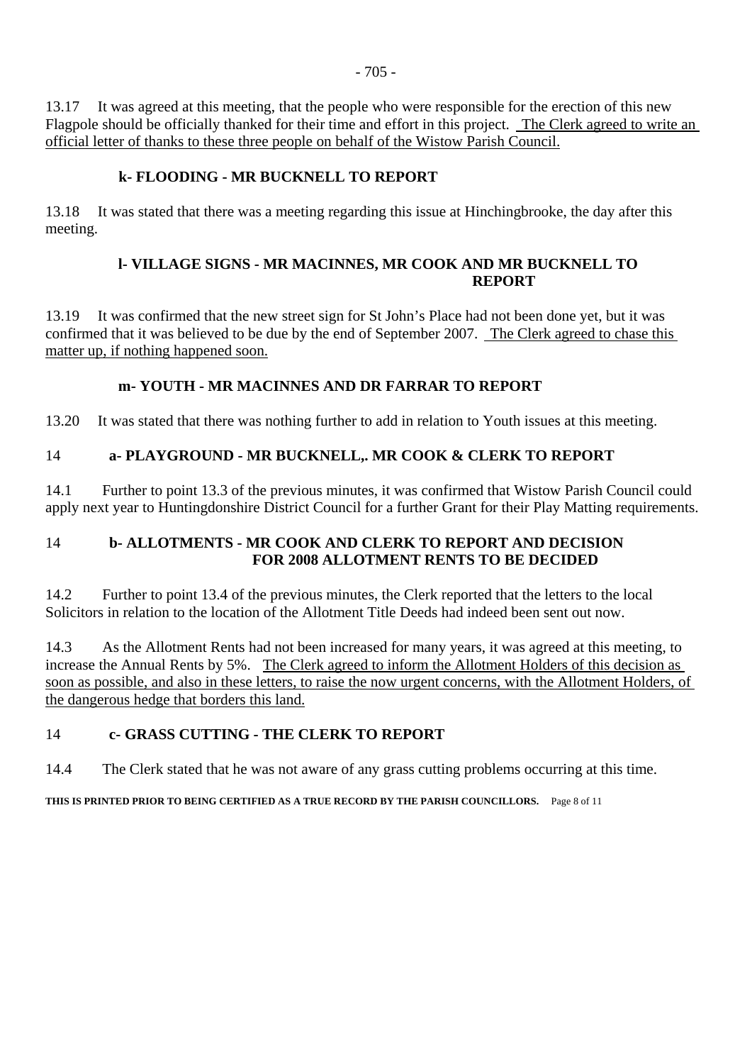13.17 It was agreed at this meeting, that the people who were responsible for the erection of this new Flagpole should be officially thanked for their time and effort in this project. The Clerk agreed to write an official letter of thanks to these three people on behalf of the Wistow Parish Council.

### k- FLOODING - MR BUCKNELL TO REPORT

13.18 It was stated that there was a meeting regarding this issue at Hinchingbrooke, the day after this meeting.

### l- VILLAGE SIGNS - MR MACINNES, MR COOK AND MR BUCKNELL TO REPORT

13.19 It was confirmed that the new street sign for St John's Place had not been done yet, but it was confirmed that it was believed to be due by the end of September 2007. The Clerk agreed to chase this matter up, if nothing happened soon.

### m- YOUTH - MR MACINNES AND DR FARRAR TO REPORT

13.20 It was stated that there was nothing further to add in relation to Youth issues at this meeting.

### 14 a- PLAYGROUND - MR BUCKNELL,. MR COOK & CLERK TO REPORT

14.1 Further to point 13.3 of the previous minutes, it was confirmed that Wistow Parish Council could apply next year to Huntingdonshire District Council for a further Grant for their Play Matting requirements.

### 14 b- ALLOTMENTS - MR COOK AND CLERK TO REPORT AND DECISION FOR 2008 ALLOTMENT RENTS TO BE DECIDED

14.2 Further to point 13.4 of the previous minutes, the Clerk reported that the letters to the local Solicitors in relation to the location of the Allotment Title Deeds had indeed been sent out now.

14.3 As the Allotment Rents had not been increased for many years, it was agreed at this meeting, to increase the Annual Rents by 5%. The Clerk agreed to inform the Allotment Holders of this decision as soon as possible, and also in these letters, to raise the now urgent concerns, with the Allotment Holders, of the dangerous hedge that borders this land.

### 14 c- GRASS CUTTING - THE CLERK TO REPORT

14.4 The Clerk stated that he was not aware of any grass cutting problems occurring at this time.

**THIS IS PRINTED PRIOR TO BEING CERTIFIED AS A TRUE RECORD BY THE PARISH COUNCILLORS.**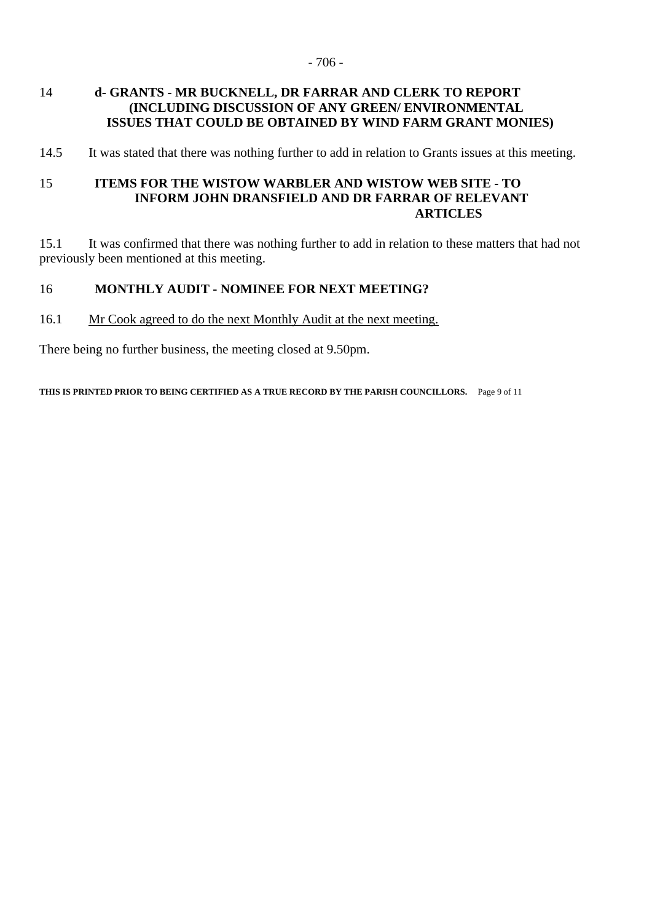## 14 d- GRANTS - MR BUCKNELL, DR FARRAR AND CLERK TO REPORT (INCLUDING DISCUSSION OF ANY GREEN/ ENVIRONMENTAL ISSUES THAT COULD BE OBTAINED BY WIND FARM GRANT MONIES)

14.5 It was stated that there was nothing further to add in relation to Grants issues at this meeting.

## 15 ITEMS FOR THE WISTOW WARBLER AND WISTOW WEB SITE - TO INFORM JOHN DRANSFIELD AND DR FARRAR OF RELEVANT ARTICLES

15.1 It was confirmed that there was nothing further to add in relation to these matters that had not previously been mentioned at this meeting.

## 16 MONTHLY AUDIT - NOMINEE FOR NEXT MEETING?

16.1 <u>Mr Cook agreed to do the next Monthly Audit at the next meeting.</u>

There being no further business, the meeting closed at 9.50pm.

**THIS IS PRINTED PRIOR TO BEING CERTIFIED AS A TRUE RECORD BY THE PARISH COUNCILLORS.**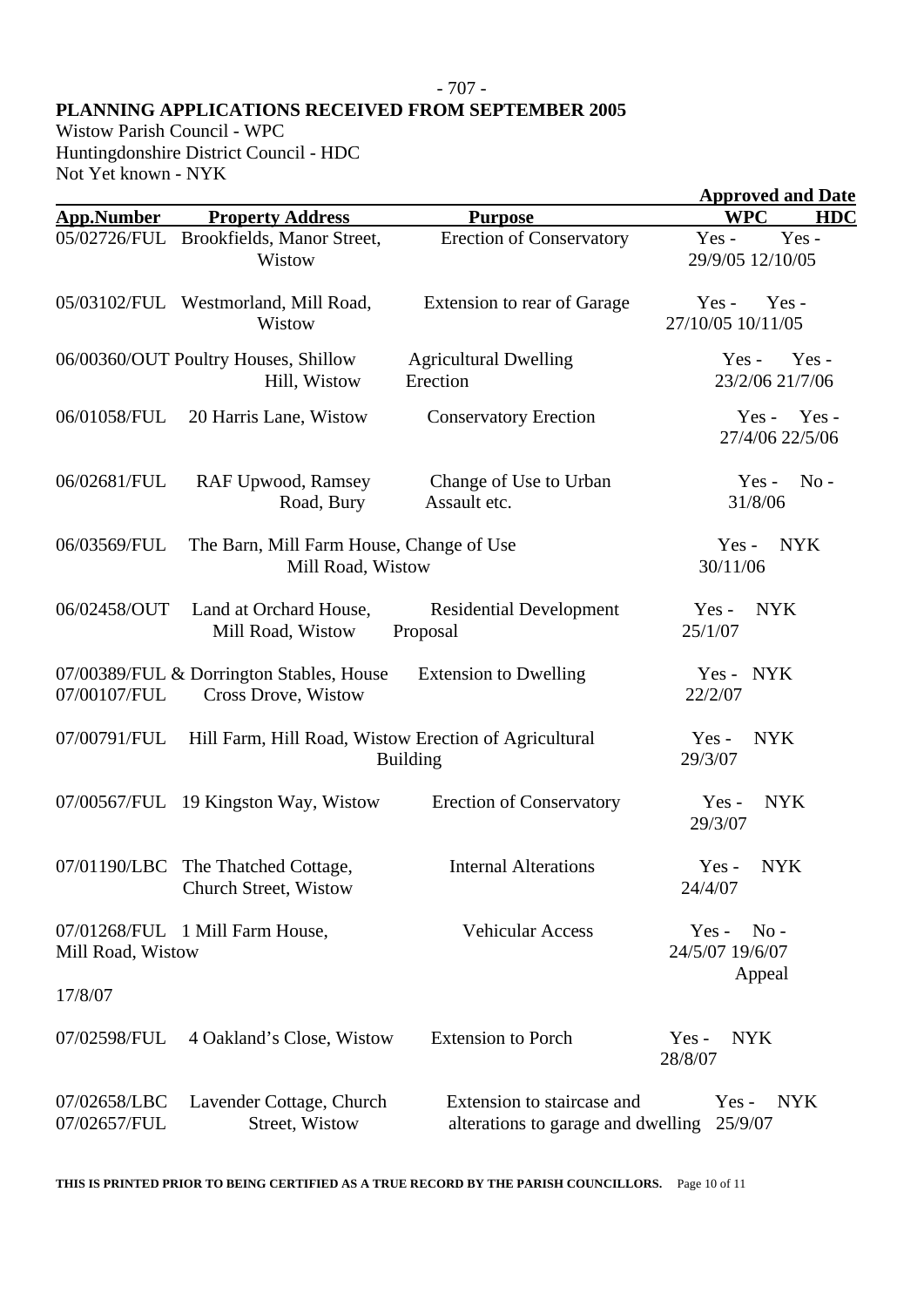PLANNING APPLICATIONS RECEIVED FROM SEPTEMBER 2005

Wistow Parish Council - WPC
Huntingdonshire District Council - HDC
Not Yet known - NYK

| App.Number | Property Address | Purpose | Approved and Date WPC | HDC |
|---|---|---|---|---|
| 05/02726/FUL | Brookfields, Manor Street, Wistow | Erection of Conservatory | Yes - 29/9/05 | Yes - 12/10/05 |
| 05/03102/FUL | Westmorland, Mill Road, Wistow | Extension to rear of Garage | Yes - 27/10/05 | Yes - 10/11/05 |
| 06/00360/OUT | Poultry Houses, Shillow Hill, Wistow | Agricultural Dwelling Erection | Yes - 23/2/06 | Yes - 21/7/06 |
| 06/01058/FUL | 20 Harris Lane, Wistow | Conservatory Erection | Yes - 27/4/06 | Yes - 22/5/06 |
| 06/02681/FUL | RAF Upwood, Ramsey Road, Bury | Change of Use to Urban Assault etc. | Yes - 31/8/06 | No - |
| 06/03569/FUL | The Barn, Mill Farm House, Mill Road, Wistow | Change of Use | Yes - 30/11/06 | NYK |
| 06/02458/OUT | Land at Orchard House, Mill Road, Wistow | Residential Development Proposal | Yes - 25/1/07 | NYK |
| 07/00389/FUL & 07/00107/FUL | Dorrington Stables, House Cross Drove, Wistow | Extension to Dwelling | Yes - 22/2/07 | NYK |
| 07/00791/FUL | Hill Farm, Hill Road, Wistow | Erection of Agricultural Building | Yes - 29/3/07 | NYK |
| 07/00567/FUL | 19 Kingston Way, Wistow | Erection of Conservatory | Yes - 29/3/07 | NYK |
| 07/01190/LBC | The Thatched Cottage, Church Street, Wistow | Internal Alterations | Yes - 24/4/07 | NYK |
| 07/01268/FUL | 1 Mill Farm House, Mill Road, Wistow | Vehicular Access | Yes - 24/5/07 | No - 19/6/07 Appeal 17/8/07 |
| 07/02598/FUL | 4 Oakland's Close, Wistow | Extension to Porch | Yes - 28/8/07 | NYK |
| 07/02658/LBC 07/02657/FUL | Lavender Cottage, Church Street, Wistow | Extension to staircase and alterations to garage and dwelling | Yes - 25/9/07 | NYK |

**THIS IS PRINTED PRIOR TO BEING CERTIFIED AS A TRUE RECORD BY THE PARISH COUNCILLORS.**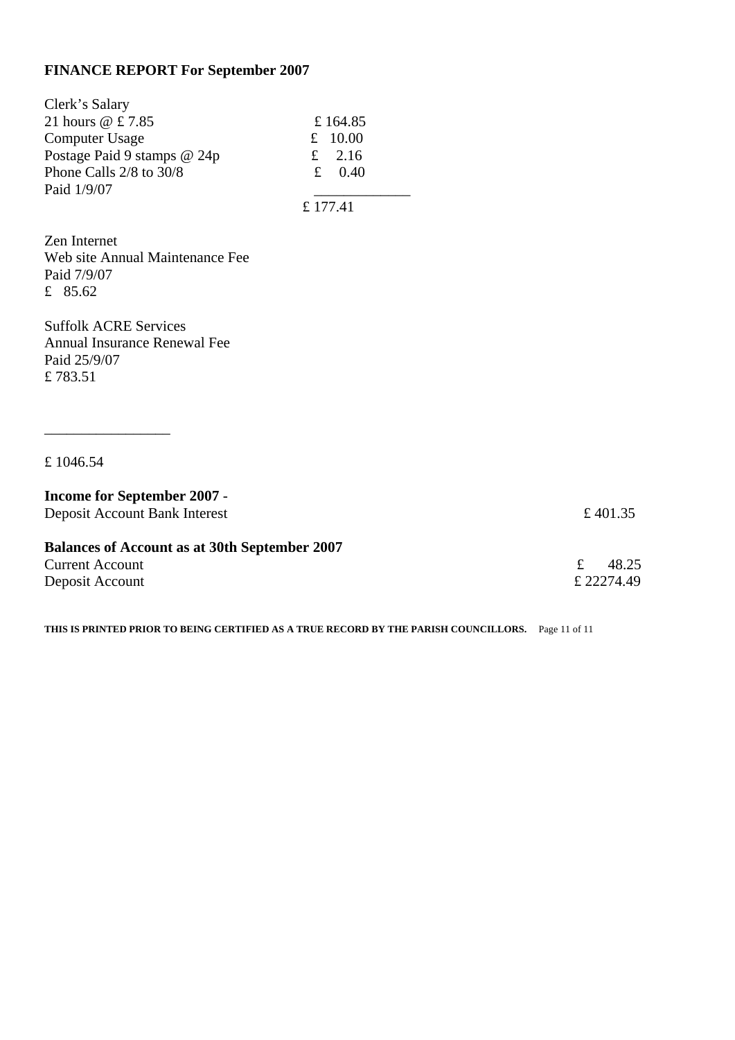**FINANCE REPORT For September 2007**

Clerk's Salary
21 hours @ £ 7.85 £ 164.85
Computer Usage £ 10.00
Postage Paid 9 stamps @ 24p £ 2.16
Phone Calls 2/8 to 30/8 £ 0.40
Paid 1/9/07
£ 177.41

Zen Internet
Web site Annual Maintenance Fee
Paid 7/9/07
£ 85.62

Suffolk ACRE Services
Annual Insurance Renewal Fee
Paid 25/9/07
£ 783.51

£ 1046.54

**Income for September 2007** -
Deposit Account Bank Interest £ 401.35

**Balances of Account as at 30th September 2007**
Current Account £ 48.25
Deposit Account £ 22274.49

**THIS IS PRINTED PRIOR TO BEING CERTIFIED AS A TRUE RECORD BY THE PARISH COUNCILLORS.**